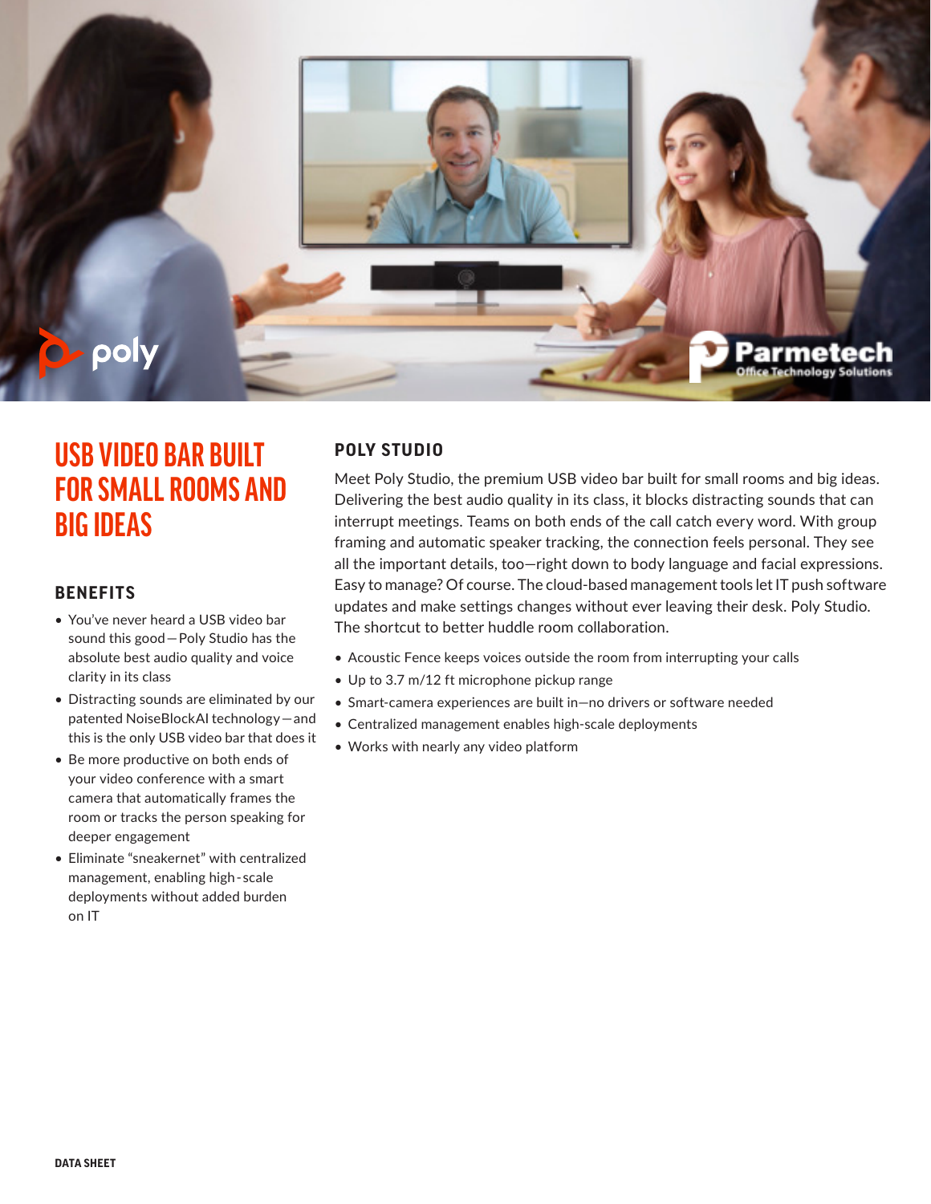# USB VIDEO BAR BUILT FOR SMALL ROOMS AND BIG IDEAS

## BENEFITS

- You've never heard a USB video bar sound this good—Poly Studio has the absolute best audio quality and voice clarity in its class
- Distracting sounds are eliminated by our patented NoiseBlockAI technology—and this is the only USB video bar that does it
- Be more productive on both ends of your video conference with a smart camera that automatically frames the room or tracks the person speaking for deeper engagement
- Eliminate "sneakernet" with centralized management, enabling high-scale deployments without added burden on IT

## POLY STUDIO

Meet Poly Studio, the premium USB video bar built for small rooms and big ideas. Delivering the best audio quality in its class, it blocks distracting sounds that can interrupt meetings. Teams on both ends of the call catch every word. With group framing and automatic speaker tracking, the connection feels personal. They see all the important details, too—right down to body language and facial expressions. Easy to manage? Of course. The cloud-based management tools let IT push software updates and make settings changes without ever leaving their desk. Poly Studio. The shortcut to better huddle room collaboration.

- Acoustic Fence keeps voices outside the room from interrupting your calls
- Up to 3.7 m/12 ft microphone pickup range
- Smart-camera experiences are built in—no drivers or software needed
- Centralized management enables high-scale deployments
- Works with nearly any video platform

DATA SHEET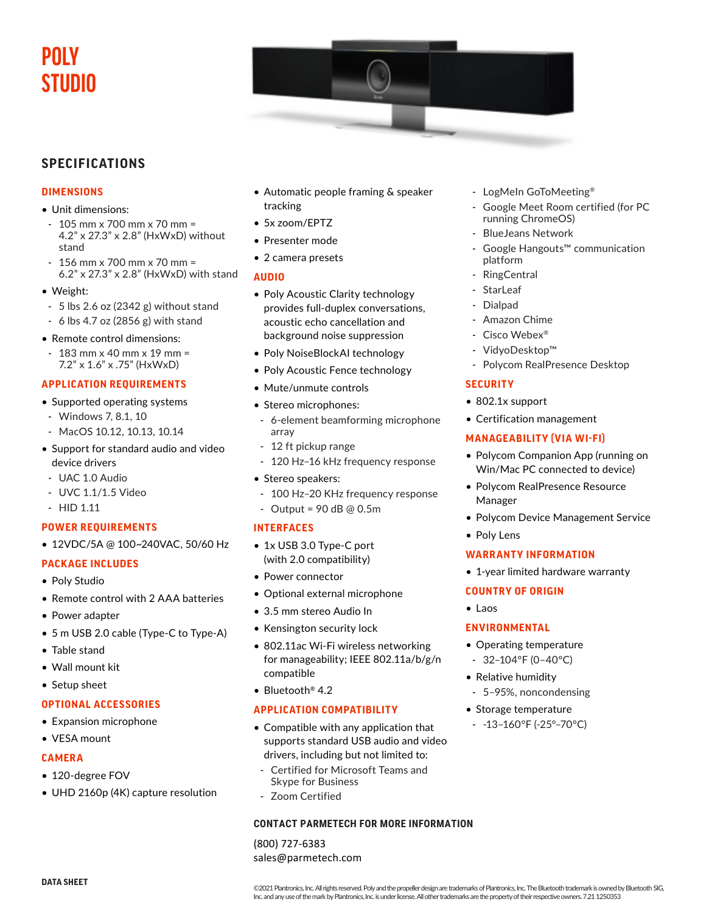# POLY STUDIO

## SPECIFICATIONS

### DIMENSIONS

- Unit dimensions:
  - 105 mm x 700 mm x 70 mm = 4.2" x 27.3" x 2.8" (HxWxD) without stand
  - 156 mm x 700 mm x 70 mm = 6.2" x 27.3" x 2.8" (HxWxD) with stand
- Weight:
  - 5 lbs 2.6 oz (2342 g) without stand
  - 6 lbs 4.7 oz (2856 g) with stand
- Remote control dimensions:
  - 183 mm x 40 mm x 19 mm = 7.2" x 1.6" x .75" (HxWxD)

### APPLICATION REQUIREMENTS

- Supported operating systems
  - Windows 7, 8.1, 10
  - MacOS 10.12, 10.13, 10.14
- Support for standard audio and video device drivers
  - UAC 1.0 Audio
  - UVC 1.1/1.5 Video
  - HID 1.11

### POWER REQUIREMENTS

- 12VDC/5A @ 100~240VAC, 50/60 Hz

### PACKAGE INCLUDES

- Poly Studio
- Remote control with 2 AAA batteries
- Power adapter
- 5 m USB 2.0 cable (Type-C to Type-A)
- Table stand
- Wall mount kit
- Setup sheet

### OPTIONAL ACCESSORIES

- Expansion microphone
- VESA mount

### CAMERA

- 120-degree FOV
- UHD 2160p (4K) capture resolution
- Automatic people framing & speaker tracking
- 5x zoom/EPTZ
- Presenter mode
- 2 camera presets

### AUDIO

- Poly Acoustic Clarity technology provides full-duplex conversations, acoustic echo cancellation and background noise suppression
- Poly NoiseBlockAI technology
- Poly Acoustic Fence technology
- Mute/unmute controls
- Stereo microphones:
  - 6-element beamforming microphone array
  - 12 ft pickup range
  - 120 Hz–16 kHz frequency response
- Stereo speakers:
  - 100 Hz–20 KHz frequency response
  - Output = 90 dB @ 0.5m

### INTERFACES

- 1x USB 3.0 Type-C port (with 2.0 compatibility)
- Power connector
- Optional external microphone
- 3.5 mm stereo Audio In
- Kensington security lock
- 802.11ac Wi-Fi wireless networking for manageability; IEEE 802.11a/b/g/n compatible
- Bluetooth® 4.2

### APPLICATION COMPATIBILITY

- Compatible with any application that supports standard USB audio and video drivers, including but not limited to:
  - Certified for Microsoft Teams and Skype for Business
  - Zoom Certified
  - LogMeIn GoToMeeting®
  - Google Meet Room certified (for PC running ChromeOS)
  - BlueJeans Network
  - Google Hangouts™ communication platform
  - RingCentral
  - StarLeaf
  - Dialpad
  - Amazon Chime
  - Cisco Webex®
  - VidyoDesktop™
  - Polycom RealPresence Desktop

### SECURITY

- 802.1x support
- Certification management

### MANAGEABILITY (VIA WI-FI)

- Polycom Companion App (running on Win/Mac PC connected to device)
- Polycom RealPresence Resource Manager
- Polycom Device Management Service
- Poly Lens

### WARRANTY INFORMATION

- 1-year limited hardware warranty

### COUNTRY OF ORIGIN

- Laos

### ENVIRONMENTAL

- Operating temperature
  - 32–104°F (0–40°C)
- Relative humidity
  - 5–95%, noncondensing
- Storage temperature
  - -13–160°F (-25°–70°C)

### CONTACT PARMETECH FOR MORE INFORMATION

(800) 727-6383
sales@parmetech.com

DATA SHEET

©2021 Plantronics, Inc. All rights reserved. Poly and the propeller design are trademarks of Plantronics, Inc. The Bluetooth trademark is owned by Bluetooth SIG, Inc. and any use of the mark by Plantronics, Inc. is under license. All other trademarks are the property of their respective owners. 7.21 1250353